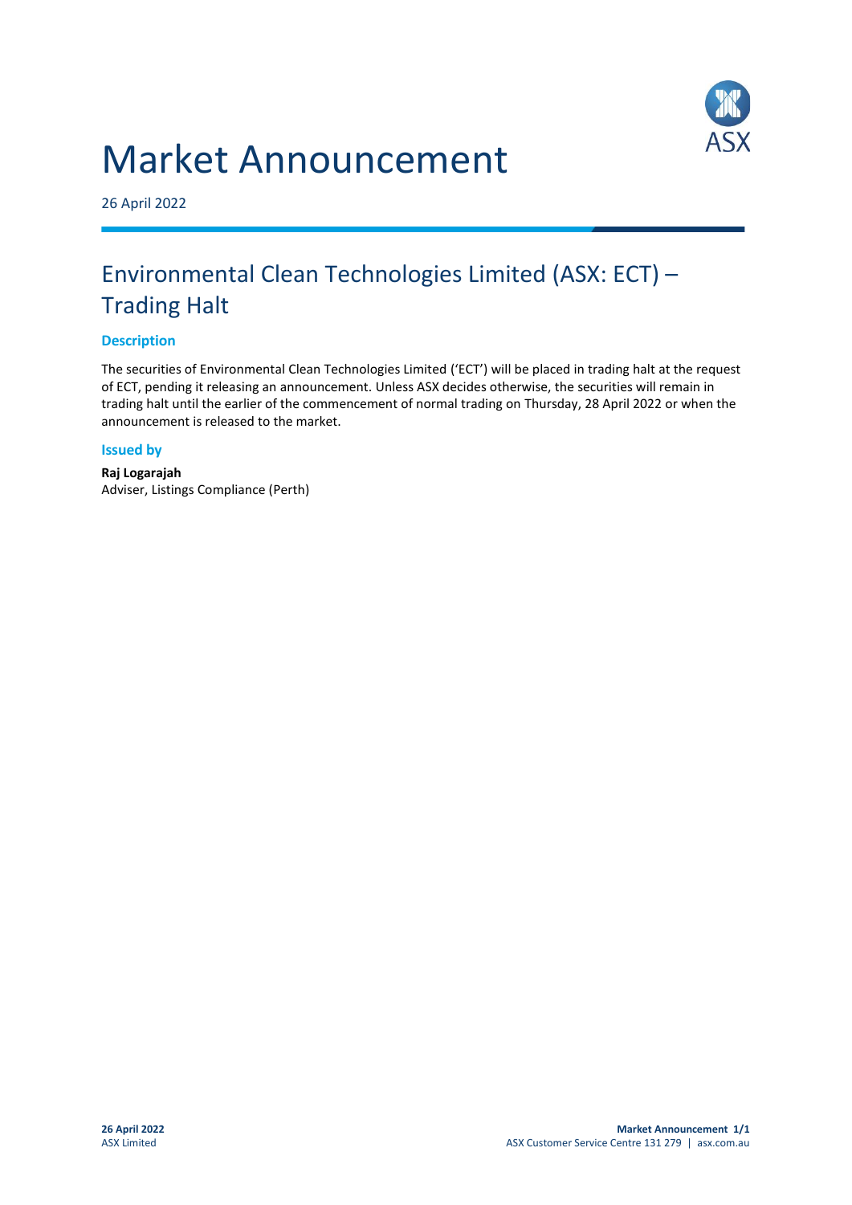# Market Announcement

26 April 2022

## Environmental Clean Technologies Limited (ASX: ECT) – Trading Halt

### Description

The securities of Environmental Clean Technologies Limited ('ECT') will be placed in trading halt at the request of ECT, pending it releasing an announcement. Unless ASX decides otherwise, the securities will remain in trading halt until the earlier of the commencement of normal trading on Thursday, 28 April 2022 or when the announcement is released to the market.

### Issued by

**Raj Logarajah**
Adviser, Listings Compliance (Perth)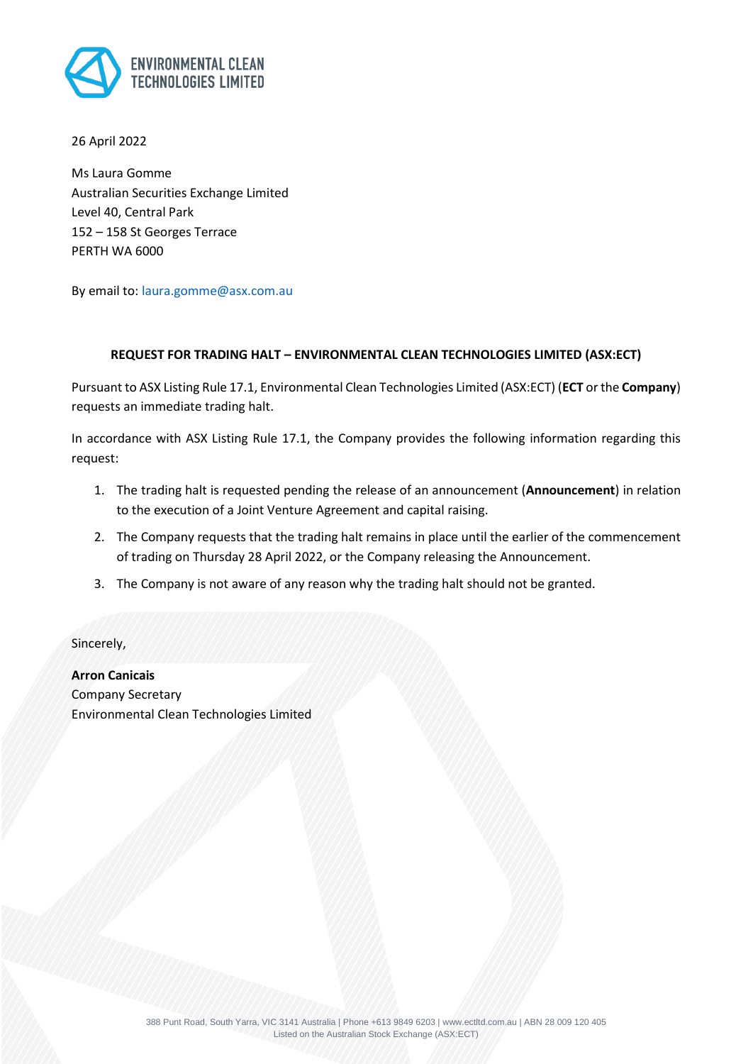ENVIRONMENTAL CLEAN TECHNOLOGIES LIMITED

26 April 2022

Ms Laura Gomme
Australian Securities Exchange Limited
Level 40, Central Park
152 – 158 St Georges Terrace
PERTH WA 6000

By email to: laura.gomme@asx.com.au

**REQUEST FOR TRADING HALT – ENVIRONMENTAL CLEAN TECHNOLOGIES LIMITED (ASX:ECT)**

Pursuant to ASX Listing Rule 17.1, Environmental Clean Technologies Limited (ASX:ECT) (**ECT** or the **Company**) requests an immediate trading halt.

In accordance with ASX Listing Rule 17.1, the Company provides the following information regarding this request:

1. The trading halt is requested pending the release of an announcement (**Announcement**) in relation to the execution of a Joint Venture Agreement and capital raising.
2. The Company requests that the trading halt remains in place until the earlier of the commencement of trading on Thursday 28 April 2022, or the Company releasing the Announcement.
3. The Company is not aware of any reason why the trading halt should not be granted.

Sincerely,

**Arron Canicais**
Company Secretary
Environmental Clean Technologies Limited

388 Punt Road, South Yarra, VIC 3141 Australia | Phone +613 9849 6203 | www.ectltd.com.au | ABN 28 009 120 405
Listed on the Australian Stock Exchange (ASX:ECT)